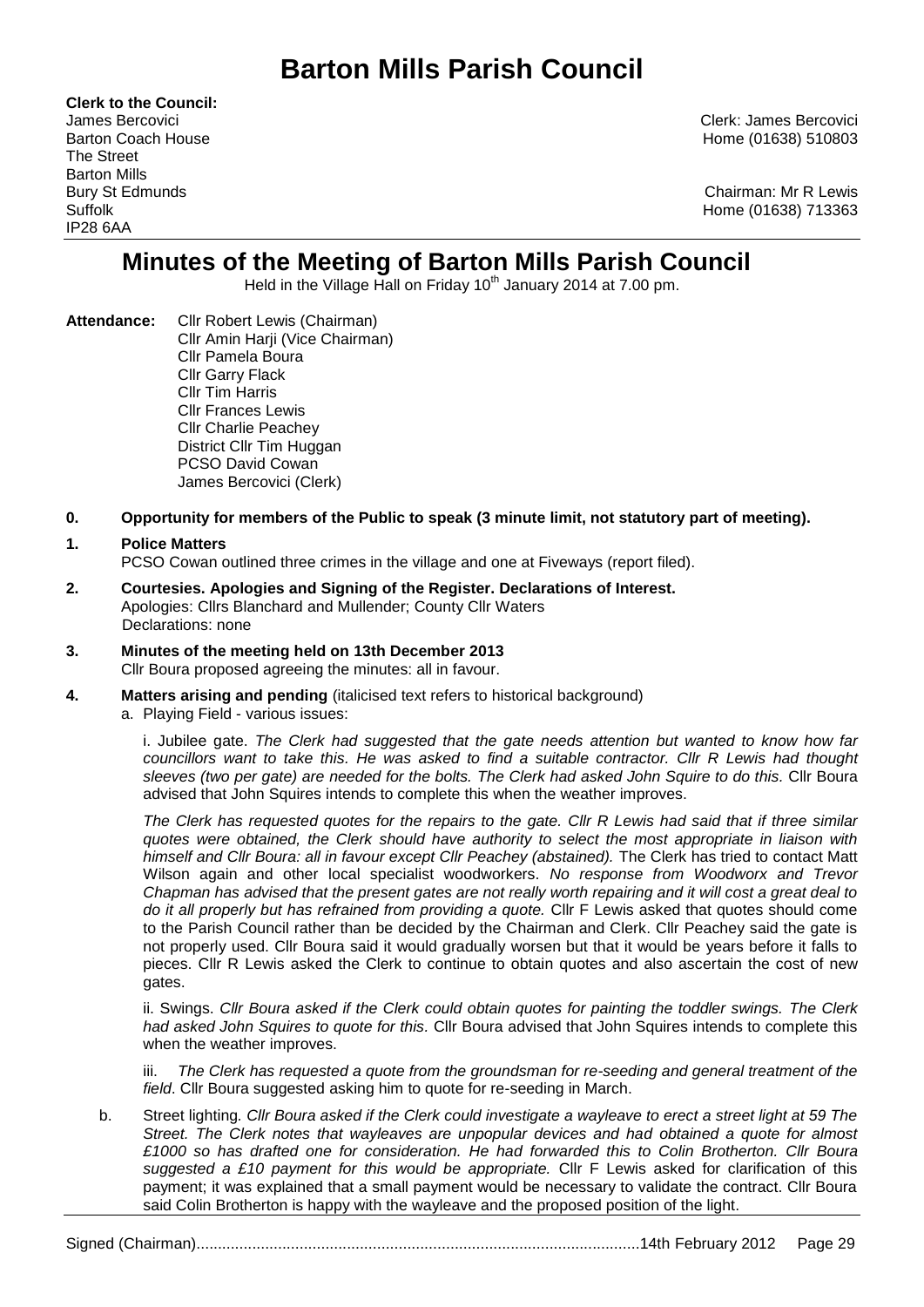# Barton Mills Parish Council

**Clerk to the Council:**
James Bercovici
Barton Coach House
The Street
Barton Mills
Bury St Edmunds
Suffolk
IP28 6AA

Clerk: James Bercovici
Home (01638) 510803

Chairman: Mr R Lewis
Home (01638) 713363

## Minutes of the Meeting of Barton Mills Parish Council

Held in the Village Hall on Friday 10th January 2014 at 7.00 pm.

**Attendance:** Cllr Robert Lewis (Chairman)
Cllr Amin Harji (Vice Chairman)
Cllr Pamela Boura
Cllr Garry Flack
Cllr Tim Harris
Cllr Frances Lewis
Cllr Charlie Peachey
District Cllr Tim Huggan
PCSO David Cowan
James Bercovici (Clerk)

**0. Opportunity for members of the Public to speak (3 minute limit, not statutory part of meeting).**

**1. Police Matters**

PCSO Cowan outlined three crimes in the village and one at Fiveways (report filed).

**2. Courtesies. Apologies and Signing of the Register. Declarations of Interest.**

Apologies: Cllrs Blanchard and Mullender; County Cllr Waters
Declarations: none

**3. Minutes of the meeting held on 13th December 2013**

Cllr Boura proposed agreeing the minutes: all in favour.

**4. Matters arising and pending** (italicised text refers to historical background)

a. Playing Field - various issues:

i. Jubilee gate. *The Clerk had suggested that the gate needs attention but wanted to know how far councillors want to take this. He was asked to find a suitable contractor. Cllr R Lewis had thought sleeves (two per gate) are needed for the bolts. The Clerk had asked John Squire to do this.* Cllr Boura advised that John Squires intends to complete this when the weather improves.

*The Clerk has requested quotes for the repairs to the gate. Cllr R Lewis had said that if three similar quotes were obtained, the Clerk should have authority to select the most appropriate in liaison with himself and Cllr Boura: all in favour except Cllr Peachey (abstained).* The Clerk has tried to contact Matt Wilson again and other local specialist woodworkers. *No response from Woodworx and Trevor Chapman has advised that the present gates are not really worth repairing and it will cost a great deal to do it all properly but has refrained from providing a quote.* Cllr F Lewis asked that quotes should come to the Parish Council rather than be decided by the Chairman and Clerk. Cllr Peachey said the gate is not properly used. Cllr Boura said it would gradually worsen but that it would be years before it falls to pieces. Cllr R Lewis asked the Clerk to continue to obtain quotes and also ascertain the cost of new gates.

ii. Swings. *Cllr Boura asked if the Clerk could obtain quotes for painting the toddler swings. The Clerk had asked John Squires to quote for this.* Cllr Boura advised that John Squires intends to complete this when the weather improves.

iii. *The Clerk has requested a quote from the groundsman for re-seeding and general treatment of the field.* Cllr Boura suggested asking him to quote for re-seeding in March.

b. Street lighting. *Cllr Boura asked if the Clerk could investigate a wayleave to erect a street light at 59 The Street. The Clerk notes that wayleaves are unpopular devices and had obtained a quote for almost £1000 so has drafted one for consideration. He had forwarded this to Colin Brotherton. Cllr Boura suggested a £10 payment for this would be appropriate.* Cllr F Lewis asked for clarification of this payment; it was explained that a small payment would be necessary to validate the contract. Cllr Boura said Colin Brotherton is happy with the wayleave and the proposed position of the light.

Signed (Chairman)......................................................................................................14th February 2012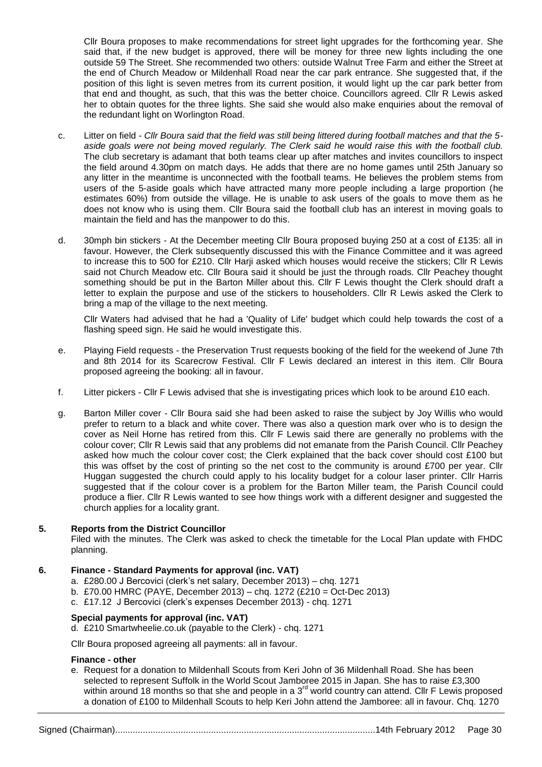Cllr Boura proposes to make recommendations for street light upgrades for the forthcoming year. She said that, if the new budget is approved, there will be money for three new lights including the one outside 59 The Street. She recommended two others: outside Walnut Tree Farm and either the Street at the end of Church Meadow or Mildenhall Road near the car park entrance. She suggested that, if the position of this light is seven metres from its current position, it would light up the car park better from that end and thought, as such, that this was the better choice. Councillors agreed. Cllr R Lewis asked her to obtain quotes for the three lights. She said she would also make enquiries about the removal of the redundant light on Worlington Road.

c. Litter on field - *Cllr Boura said that the field was still being littered during football matches and that the 5-aside goals were not being moved regularly. The Clerk said he would raise this with the football club.* The club secretary is adamant that both teams clear up after matches and invites councillors to inspect the field around 4.30pm on match days. He adds that there are no home games until 25th January so any litter in the meantime is unconnected with the football teams. He believes the problem stems from users of the 5-aside goals which have attracted many more people including a large proportion (he estimates 60%) from outside the village. He is unable to ask users of the goals to move them as he does not know who is using them. Cllr Boura said the football club has an interest in moving goals to maintain the field and has the manpower to do this.

d. 30mph bin stickers - At the December meeting Cllr Boura proposed buying 250 at a cost of £135: all in favour. However, the Clerk subsequently discussed this with the Finance Committee and it was agreed to increase this to 500 for £210. Cllr Harji asked which houses would receive the stickers; Cllr R Lewis said not Church Meadow etc. Cllr Boura said it should be just the through roads. Cllr Peachey thought something should be put in the Barton Miller about this. Cllr F Lewis thought the Clerk should draft a letter to explain the purpose and use of the stickers to householders. Cllr R Lewis asked the Clerk to bring a map of the village to the next meeting.

Cllr Waters had advised that he had a 'Quality of Life' budget which could help towards the cost of a flashing speed sign. He said he would investigate this.

e. Playing Field requests - the Preservation Trust requests booking of the field for the weekend of June 7th and 8th 2014 for its Scarecrow Festival. Cllr F Lewis declared an interest in this item. Cllr Boura proposed agreeing the booking: all in favour.

f. Litter pickers - Cllr F Lewis advised that she is investigating prices which look to be around £10 each.

g. Barton Miller cover - Cllr Boura said she had been asked to raise the subject by Joy Willis who would prefer to return to a black and white cover. There was also a question mark over who is to design the cover as Neil Horne has retired from this. Cllr F Lewis said there are generally no problems with the colour cover; Cllr R Lewis said that any problems did not emanate from the Parish Council. Cllr Peachey asked how much the colour cover cost; the Clerk explained that the back cover should cost £100 but this was offset by the cost of printing so the net cost to the community is around £700 per year. Cllr Huggan suggested the church could apply to his locality budget for a colour laser printer. Cllr Harris suggested that if the colour cover is a problem for the Barton Miller team, the Parish Council could produce a flier. Cllr R Lewis wanted to see how things work with a different designer and suggested the church applies for a locality grant.

## 5. Reports from the District Councillor

Filed with the minutes. The Clerk was asked to check the timetable for the Local Plan update with FHDC planning.

## 6. Finance - Standard Payments for approval (inc. VAT)

a. £280.00 J Bercovici (clerk's net salary, December 2013) – chq. 1271
b. £70.00 HMRC (PAYE, December 2013) – chq. 1272 (£210 = Oct-Dec 2013)
c. £17.12 J Bercovici (clerk's expenses December 2013) - chq. 1271

### Special payments for approval (inc. VAT)

d. £210 Smartwheelie.co.uk (payable to the Clerk) - chq. 1271

Cllr Boura proposed agreeing all payments: all in favour.

### Finance - other

e. Request for a donation to Mildenhall Scouts from Keri John of 36 Mildenhall Road. She has been selected to represent Suffolk in the World Scout Jamboree 2015 in Japan. She has to raise £3,300 within around 18 months so that she and people in a 3rd world country can attend. Cllr F Lewis proposed a donation of £100 to Mildenhall Scouts to help Keri John attend the Jamboree: all in favour. Chq. 1270

Signed (Chairman)........................................................................................................14th February 2012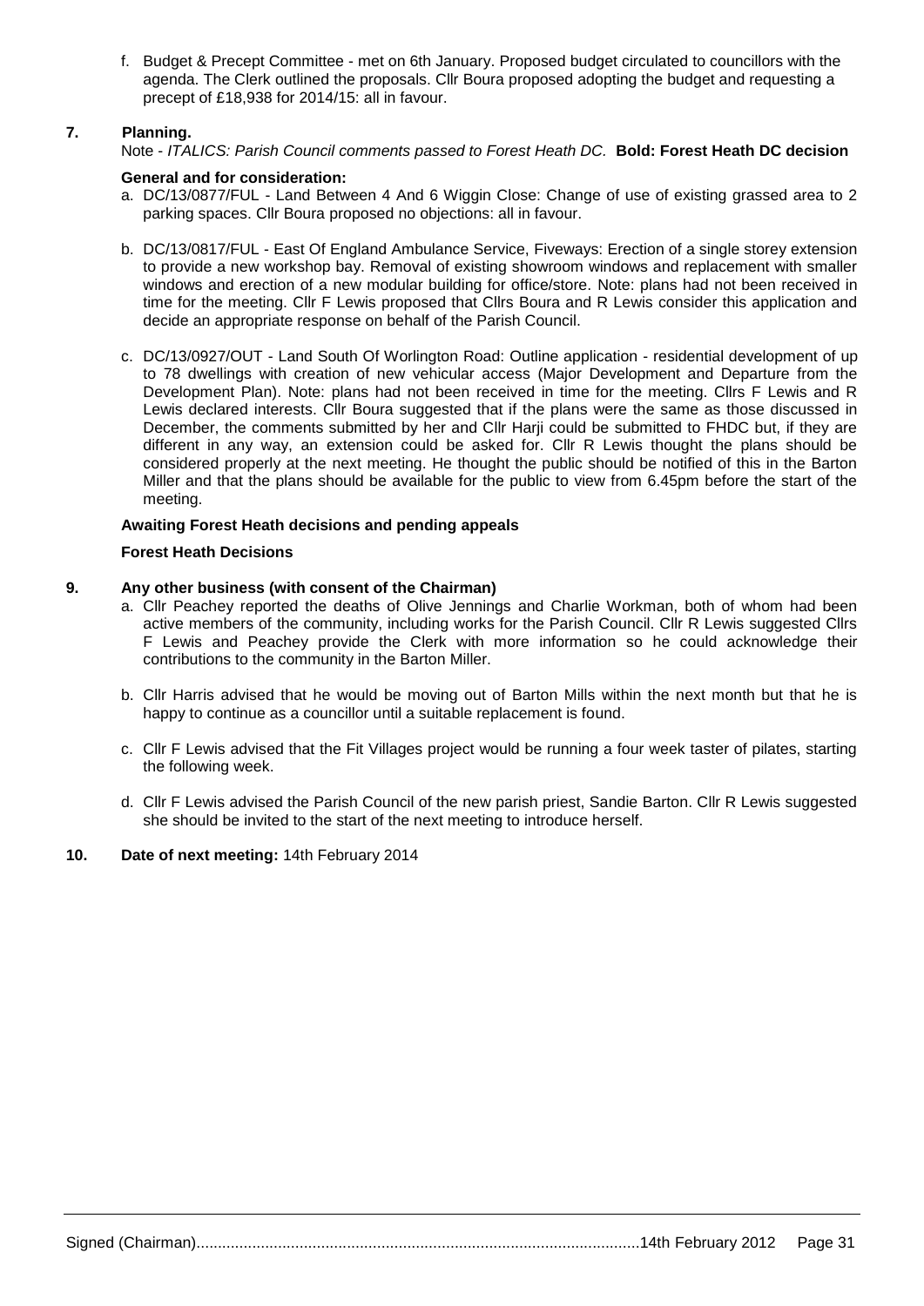f. Budget & Precept Committee - met on 6th January. Proposed budget circulated to councillors with the agenda. The Clerk outlined the proposals. Cllr Boura proposed adopting the budget and requesting a precept of £18,938 for 2014/15: all in favour.

**7. Planning.**

Note - *ITALICS: Parish Council comments passed to Forest Heath DC.* **Bold: Forest Heath DC decision**

**General and for consideration:**

a. DC/13/0877/FUL - Land Between 4 And 6 Wiggin Close: Change of use of existing grassed area to 2 parking spaces. Cllr Boura proposed no objections: all in favour.

b. DC/13/0817/FUL - East Of England Ambulance Service, Fiveways: Erection of a single storey extension to provide a new workshop bay. Removal of existing showroom windows and replacement with smaller windows and erection of a new modular building for office/store. Note: plans had not been received in time for the meeting. Cllr F Lewis proposed that Cllrs Boura and R Lewis consider this application and decide an appropriate response on behalf of the Parish Council.

c. DC/13/0927/OUT - Land South Of Worlington Road: Outline application - residential development of up to 78 dwellings with creation of new vehicular access (Major Development and Departure from the Development Plan). Note: plans had not been received in time for the meeting. Cllrs F Lewis and R Lewis declared interests. Cllr Boura suggested that if the plans were the same as those discussed in December, the comments submitted by her and Cllr Harji could be submitted to FHDC but, if they are different in any way, an extension could be asked for. Cllr R Lewis thought the plans should be considered properly at the next meeting. He thought the public should be notified of this in the Barton Miller and that the plans should be available for the public to view from 6.45pm before the start of the meeting.

**Awaiting Forest Heath decisions and pending appeals**

**Forest Heath Decisions**

**9. Any other business (with consent of the Chairman)**

a. Cllr Peachey reported the deaths of Olive Jennings and Charlie Workman, both of whom had been active members of the community, including works for the Parish Council. Cllr R Lewis suggested Cllrs F Lewis and Peachey provide the Clerk with more information so he could acknowledge their contributions to the community in the Barton Miller.

b. Cllr Harris advised that he would be moving out of Barton Mills within the next month but that he is happy to continue as a councillor until a suitable replacement is found.

c. Cllr F Lewis advised that the Fit Villages project would be running a four week taster of pilates, starting the following week.

d. Cllr F Lewis advised the Parish Council of the new parish priest, Sandie Barton. Cllr R Lewis suggested she should be invited to the start of the next meeting to introduce herself.

**10. Date of next meeting:** 14th February 2014

Signed (Chairman)......................................................................................................14th February 2012